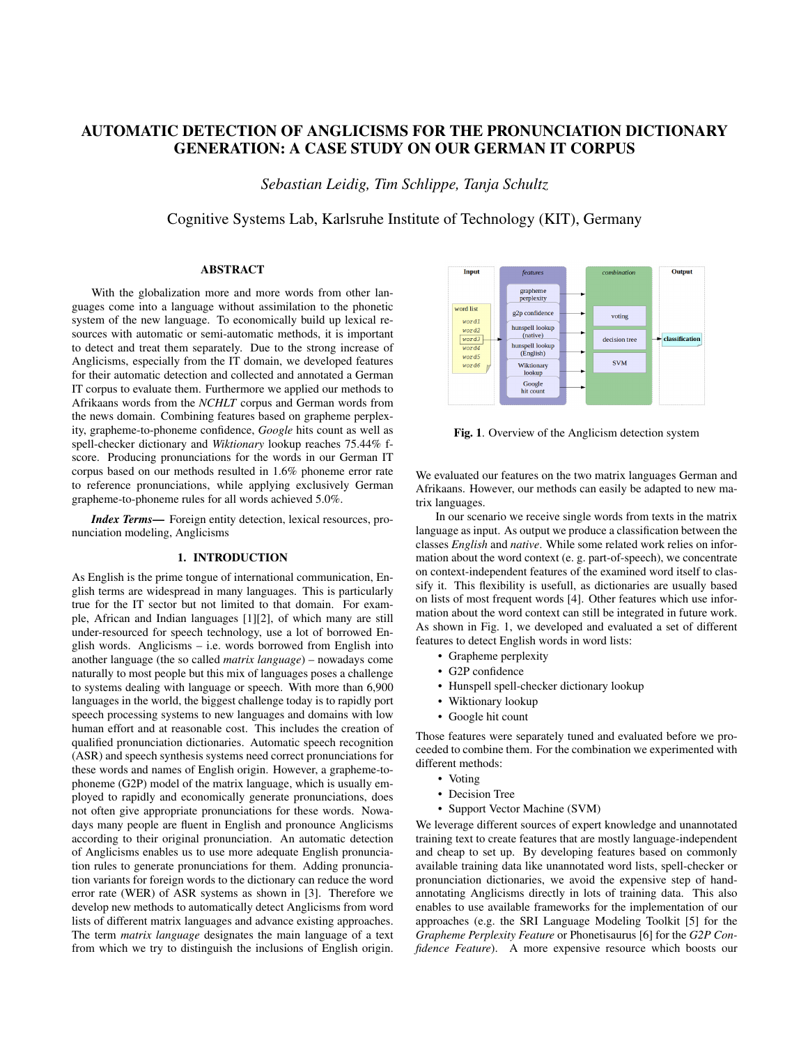# AUTOMATIC DETECTION OF ANGLICISMS FOR THE PRONUNCIATION DICTIONARY GENERATION: A CASE STUDY ON OUR GERMAN IT CORPUS

*Sebastian Leidig, Tim Schlippe, Tanja Schultz*

Cognitive Systems Lab, Karlsruhe Institute of Technology (KIT), Germany

## ABSTRACT

With the globalization more and more words from other languages come into a language without assimilation to the phonetic system of the new language. To economically build up lexical resources with automatic or semi-automatic methods, it is important to detect and treat them separately. Due to the strong increase of Anglicisms, especially from the IT domain, we developed features for their automatic detection and collected and annotated a German IT corpus to evaluate them. Furthermore we applied our methods to Afrikaans words from the *NCHLT* corpus and German words from the news domain. Combining features based on grapheme perplexity, grapheme-to-phoneme confidence, *Google* hits count as well as spell-checker dictionary and *Wiktionary* lookup reaches 75.44% f-score. Producing pronunciations for the words in our German IT corpus based on our methods resulted in 1.6% phoneme error rate to reference pronunciations, while applying exclusively German grapheme-to-phoneme rules for all words achieved 5.0%.

***Index Terms—*** Foreign entity detection, lexical resources, pronunciation modeling, Anglicisms

## 1. INTRODUCTION

As English is the prime tongue of international communication, English terms are widespread in many languages. This is particularly true for the IT sector but not limited to that domain. For example, African and Indian languages [1][2], of which many are still under-resourced for speech technology, use a lot of borrowed English words. Anglicisms – i.e. words borrowed from English into another language (the so called *matrix language*) – nowadays come naturally to most people but this mix of languages poses a challenge to systems dealing with language or speech. With more than 6,900 languages in the world, the biggest challenge today is to rapidly port speech processing systems to new languages and domains with low human effort and at reasonable cost. This includes the creation of qualified pronunciation dictionaries. Automatic speech recognition (ASR) and speech synthesis systems need correct pronunciations for these words and names of English origin. However, a grapheme-to-phoneme (G2P) model of the matrix language, which is usually employed to rapidly and economically generate pronunciations, does not often give appropriate pronunciations for these words. Nowadays many people are fluent in English and pronounce Anglicisms according to their original pronunciation. An automatic detection of Anglicisms enables us to use more adequate English pronunciation rules to generate pronunciations for them. Adding pronunciation variants for foreign words to the dictionary can reduce the word error rate (WER) of ASR systems as shown in [3]. Therefore we develop new methods to automatically detect Anglicisms from word lists of different matrix languages and advance existing approaches. The term *matrix language* designates the main language of a text from which we try to distinguish the inclusions of English origin.

| Input | features | combination | Output |
|---|---|---|---|
| word list: word1, word2, word3, word4, word5, word6 | grapheme perplexity | voting | classification |
| | g2p confidence | decision tree | |
| | hunspell lookup (native) | SVM | |
| | hunspell lookup (English) | | |
| | Wiktionary lookup | | |
| | Google hit count | | |

**Fig. 1**. Overview of the Anglicism detection system

We evaluated our features on the two matrix languages German and Afrikaans. However, our methods can easily be adapted to new matrix languages.

In our scenario we receive single words from texts in the matrix language as input. As output we produce a classification between the classes *English* and *native*. While some related work relies on information about the word context (e. g. part-of-speech), we concentrate on context-independent features of the examined word itself to classify it. This flexibility is usefull, as dictionaries are usually based on lists of most frequent words [4]. Other features which use information about the word context can still be integrated in future work. As shown in Fig. 1, we developed and evaluated a set of different features to detect English words in word lists:

- Grapheme perplexity
- G2P confidence
- Hunspell spell-checker dictionary lookup
- Wiktionary lookup
- Google hit count

Those features were separately tuned and evaluated before we proceeded to combine them. For the combination we experimented with different methods:

- Voting
- Decision Tree
- Support Vector Machine (SVM)

We leverage different sources of expert knowledge and unannotated training text to create features that are mostly language-independent and cheap to set up. By developing features based on commonly available training data like unannotated word lists, spell-checker or pronunciation dictionaries, we avoid the expensive step of hand-annotating Anglicisms directly in lots of training data. This also enables to use available frameworks for the implementation of our approaches (e.g. the SRI Language Modeling Toolkit [5] for the *Grapheme Perplexity Feature* or Phonetisaurus [6] for the *G2P Confidence Feature*). A more expensive resource which boosts our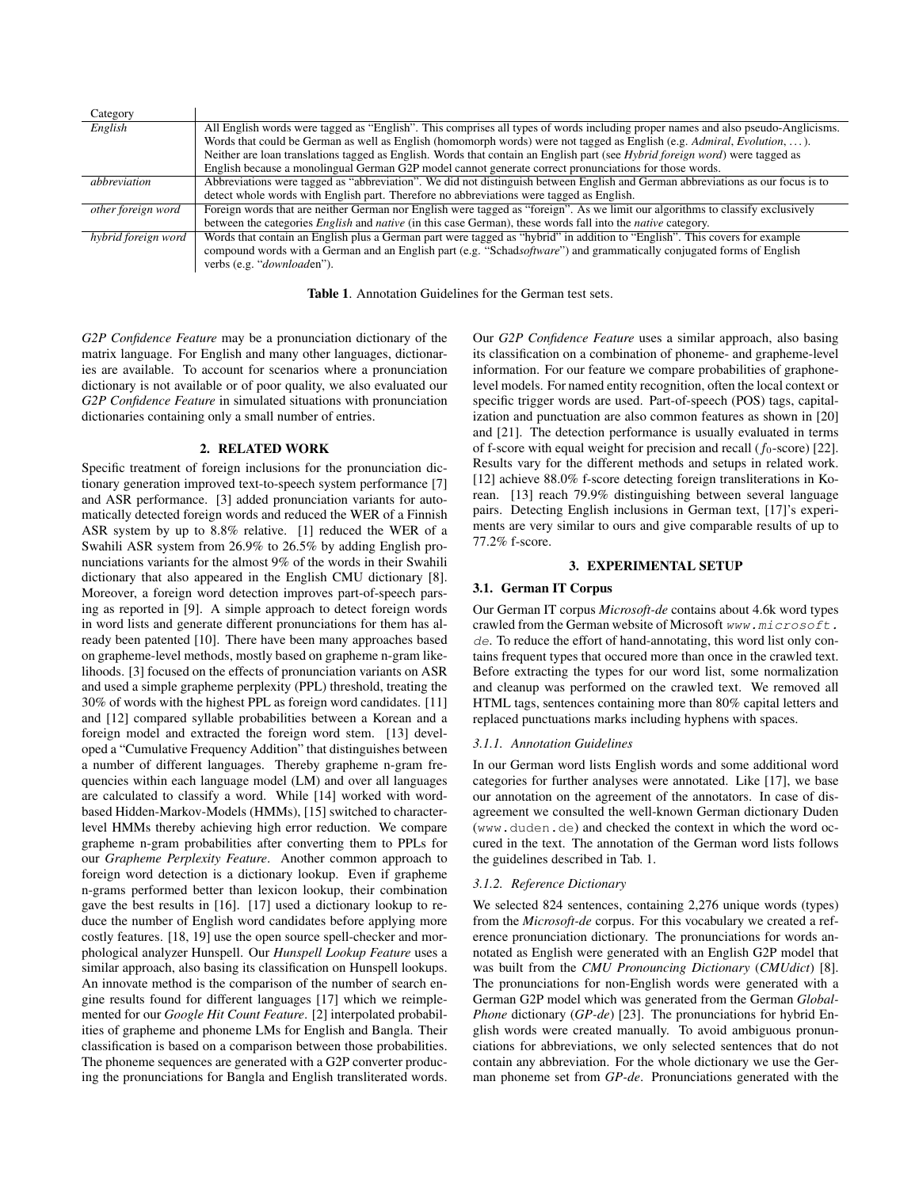| Category | |
|---|---|
| *English* | All English words were tagged as "English". This comprises all types of words including proper names and also pseudo-Anglicisms. Words that could be German as well as English (homomorph words) were not tagged as English (e.g. *Admiral*, *Evolution*, ...). Neither are loan translations tagged as English. Words that contain an English part (see *Hybrid foreign word*) were tagged as English because a monolingual German G2P model cannot generate correct pronunciations for those words. |
| *abbreviation* | Abbreviations were tagged as "abbreviation". We did not distinguish between English and German abbreviations as our focus is to detect whole words with English part. Therefore no abbreviations were tagged as English. |
| *other foreign word* | Foreign words that are neither German nor English were tagged as "foreign". As we limit our algorithms to classify exclusively between the categories *English* and *native* (in this case German), these words fall into the *native* category. |
| *hybrid foreign word* | Words that contain an English plus a German part were tagged as "hybrid" in addition to "English". This covers for example compound words with a German and an English part (e.g. "Schad*software*") and grammatically conjugated forms of English verbs (e.g. "*download*en"). |

**Table 1**. Annotation Guidelines for the German test sets.

*G2P Confidence Feature* may be a pronunciation dictionary of the matrix language. For English and many other languages, dictionaries are available. To account for scenarios where a pronunciation dictionary is not available or of poor quality, we also evaluated our *G2P Confidence Feature* in simulated situations with pronunciation dictionaries containing only a small number of entries.

## 2. RELATED WORK

Specific treatment of foreign inclusions for the pronunciation dictionary generation improved text-to-speech system performance [7] and ASR performance. [3] added pronunciation variants for automatically detected foreign words and reduced the WER of a Finnish ASR system by up to 8.8% relative. [1] reduced the WER of a Swahili ASR system from 26.9% to 26.5% by adding English pronunciations variants for the almost 9% of the words in their Swahili dictionary that also appeared in the English CMU dictionary [8]. Moreover, a foreign word detection improves part-of-speech parsing as reported in [9]. A simple approach to detect foreign words in word lists and generate different pronunciations for them has already been patented [10]. There have been many approaches based on grapheme-level methods, mostly based on grapheme n-gram likelihoods. [3] focused on the effects of pronunciation variants on ASR and used a simple grapheme perplexity (PPL) threshold, treating the 30% of words with the highest PPL as foreign word candidates. [11] and [12] compared syllable probabilities between a Korean and a foreign model and extracted the foreign word stem. [13] developed a "Cumulative Frequency Addition" that distinguishes between a number of different languages. Thereby grapheme n-gram frequencies within each language model (LM) and over all languages are calculated to classify a word. While [14] worked with word-based Hidden-Markov-Models (HMMs), [15] switched to character-level HMMs thereby achieving high error reduction. We compare grapheme n-gram probabilities after converting them to PPLs for our *Grapheme Perplexity Feature*. Another common approach to foreign word detection is a dictionary lookup. Even if grapheme n-grams performed better than lexicon lookup, their combination gave the best results in [16]. [17] used a dictionary lookup to reduce the number of English word candidates before applying more costly features. [18, 19] use the open source spell-checker and morphological analyzer Hunspell. Our *Hunspell Lookup Feature* uses a similar approach, also basing its classification on Hunspell lookups. An innovate method is the comparison of the number of search engine results found for different languages [17] which we reimplemented for our *Google Hit Count Feature*. [2] interpolated probabilities of grapheme and phoneme LMs for English and Bangla. Their classification is based on a comparison between those probabilities. The phoneme sequences are generated with a G2P converter producing the pronunciations for Bangla and English transliterated words. Our *G2P Confidence Feature* uses a similar approach, also basing its classification on a combination of phoneme- and grapheme-level information. For our feature we compare probabilities of graphone-level models. For named entity recognition, often the local context or specific trigger words are used. Part-of-speech (POS) tags, capitalization and punctuation are also common features as shown in [20] and [21]. The detection performance is usually evaluated in terms of f-score with equal weight for precision and recall ($f_0$-score) [22]. Results vary for the different methods and setups in related work. [12] achieve 88.0% f-score detecting foreign transliterations in Korean. [13] reach 79.9% distinguishing between several language pairs. Detecting English inclusions in German text, [17]'s experiments are very similar to ours and give comparable results of up to 77.2% f-score.

## 3. EXPERIMENTAL SETUP

### 3.1. German IT Corpus

Our German IT corpus *Microsoft-de* contains about 4.6k word types crawled from the German website of Microsoft `www.microsoft.de`. To reduce the effort of hand-annotating, this word list only contains frequent types that occured more than once in the crawled text. Before extracting the types for our word list, some normalization and cleanup was performed on the crawled text. We removed all HTML tags, sentences containing more than 80% capital letters and replaced punctuations marks including hyphens with spaces.

#### 3.1.1. Annotation Guidelines

In our German word lists English words and some additional word categories for further analyses were annotated. Like [17], we base our annotation on the agreement of the annotators. In case of disagreement we consulted the well-known German dictionary Duden (`www.duden.de`) and checked the context in which the word occured in the text. The annotation of the German word lists follows the guidelines described in Tab. 1.

#### 3.1.2. Reference Dictionary

We selected 824 sentences, containing 2,276 unique words (types) from the *Microsoft-de* corpus. For this vocabulary we created a reference pronunciation dictionary. The pronunciations for words annotated as English were generated with an English G2P model that was built from the *CMU Pronouncing Dictionary* (*CMUdict*) [8]. The pronunciations for non-English words were generated with a German G2P model which was generated from the German *GlobalPhone* dictionary (*GP-de*) [23]. The pronunciations for hybrid English words were created manually. To avoid ambiguous pronunciations for abbreviations, we only selected sentences that do not contain any abbreviation. For the whole dictionary we use the German phoneme set from *GP-de*. Pronunciations generated with the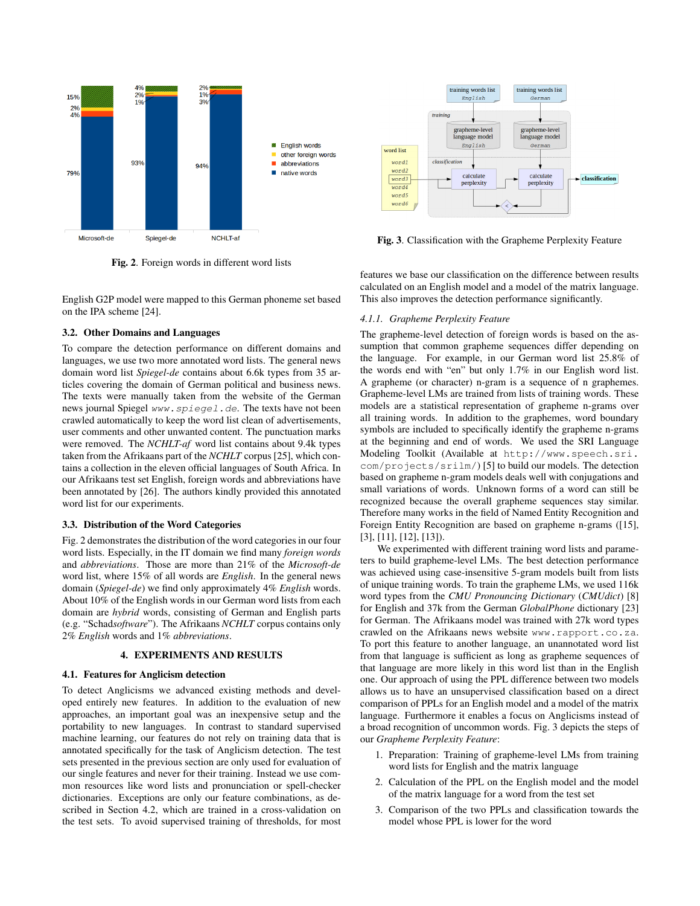Fig. 2. Foreign words in different word lists

Fig. 3. Classification with the Grapheme Perplexity Feature

English G2P model were mapped to this German phoneme set based on the IPA scheme [24].

### 3.2. Other Domains and Languages

To compare the detection performance on different domains and languages, we use two more annotated word lists. The general news domain word list *Spiegel-de* contains about 6.6k types from 35 articles covering the domain of German political and business news. The texts were manually taken from the website of the German news journal Spiegel `www.spiegel.de`. The texts have not been crawled automatically to keep the word list clean of advertisements, user comments and other unwanted content. The punctuation marks were removed. The *NCHLT-af* word list contains about 9.4k types taken from the Afrikaans part of the *NCHLT* corpus [25], which contains a collection in the eleven official languages of South Africa. In our Afrikaans test set English, foreign words and abbreviations have been annotated by [26]. The authors kindly provided this annotated word list for our experiments.

### 3.3. Distribution of the Word Categories

Fig. 2 demonstrates the distribution of the word categories in our four word lists. Especially, in the IT domain we find many *foreign words* and *abbreviations*. Those are more than 21% of the *Microsoft-de* word list, where 15% of all words are *English*. In the general news domain (*Spiegel-de*) we find only approximately 4% *English* words. About 10% of the English words in our German word lists from each domain are *hybrid* words, consisting of German and English parts (e.g. "Schad*software*"). The Afrikaans *NCHLT* corpus contains only 2% *English* words and 1% *abbreviations*.

## 4. EXPERIMENTS AND RESULTS

### 4.1. Features for Anglicism detection

To detect Anglicisms we advanced existing methods and developed entirely new features. In addition to the evaluation of new approaches, an important goal was an inexpensive setup and the portability to new languages. In contrast to standard supervised machine learning, our features do not rely on training data that is annotated specifically for the task of Anglicism detection. The test sets presented in the previous section are only used for evaluation of our single features and never for their training. Instead we use common resources like word lists and pronunciation or spell-checker dictionaries. Exceptions are only our feature combinations, as described in Section 4.2, which are trained in a cross-validation on the test sets. To avoid supervised training of thresholds, for most features we base our classification on the difference between results calculated on an English model and a model of the matrix language. This also improves the detection performance significantly.

#### 4.1.1. Grapheme Perplexity Feature

The grapheme-level detection of foreign words is based on the assumption that common grapheme sequences differ depending on the language. For example, in our German word list 25.8% of the words end with "en" but only 1.7% in our English word list. A grapheme (or character) n-gram is a sequence of n graphemes. Grapheme-level LMs are trained from lists of training words. These models are a statistical representation of grapheme n-grams over all training words. In addition to the graphemes, word boundary symbols are included to specifically identify the grapheme n-grams at the beginning and end of words. We used the SRI Language Modeling Toolkit (Available at `http://www.speech.sri.com/projects/srilm/`) [5] to build our models. The detection based on grapheme n-gram models deals well with conjugations and small variations of words. Unknown forms of a word can still be recognized because the overall grapheme sequences stay similar. Therefore many works in the field of Named Entity Recognition and Foreign Entity Recognition are based on grapheme n-grams ([15], [3], [11], [12], [13]).

We experimented with different training word lists and parameters to build grapheme-level LMs. The best detection performance was achieved using case-insensitive 5-gram models built from lists of unique training words. To train the grapheme LMs, we used 116k word types from the *CMU Pronouncing Dictionary* (*CMUdict*) [8] for English and 37k from the German *GlobalPhone* dictionary [23] for German. The Afrikaans model was trained with 27k word types crawled on the Afrikaans news website `www.rapport.co.za`. To port this feature to another language, an unannotated word list from that language is sufficient as long as grapheme sequences of that language are more likely in this word list than in the English one. Our approach of using the PPL difference between two models allows us to have an unsupervised classification based on a direct comparison of PPLs for an English model and a model of the matrix language. Furthermore it enables a focus on Anglicisms instead of a broad recognition of uncommon words. Fig. 3 depicts the steps of our *Grapheme Perplexity Feature*:

1. Preparation: Training of grapheme-level LMs from training word lists for English and the matrix language
2. Calculation of the PPL on the English model and the model of the matrix language for a word from the test set
3. Comparison of the two PPLs and classification towards the model whose PPL is lower for the word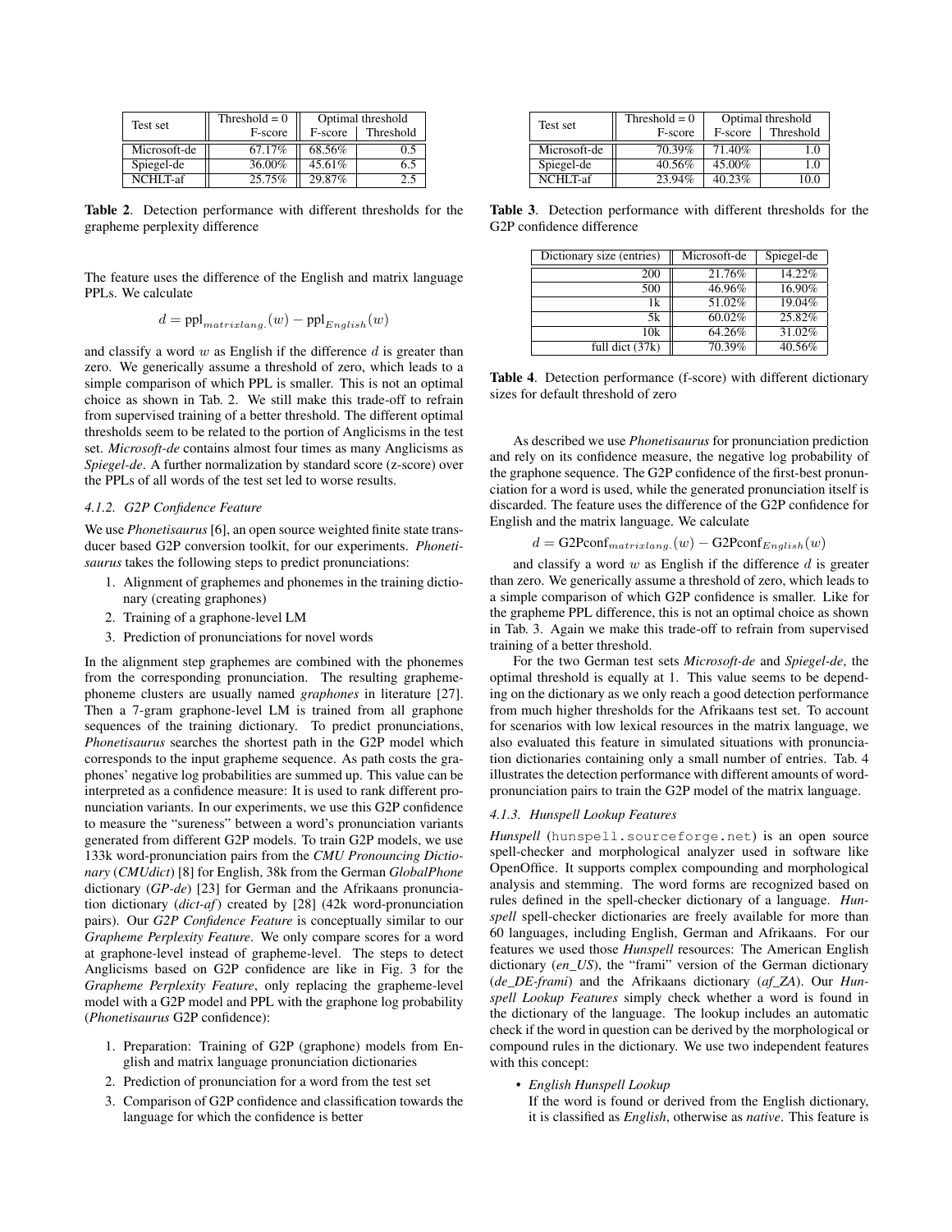| Test set | Threshold = 0 | Optimal threshold | |
|---|---|---|---|
| | F-score | F-score | Threshold |
| Microsoft-de | 67.17% | 68.56% | 0.5 |
| Spiegel-de | 36.00% | 45.61% | 6.5 |
| NCHLT-af | 25.75% | 29.87% | 2.5 |

**Table 2**. Detection performance with different thresholds for the grapheme perplexity difference

The feature uses the difference of the English and matrix language PPLs. We calculate

$$d = \text{ppl}_{matrixlang.}(w) - \text{ppl}_{English}(w)$$

and classify a word $w$ as English if the difference $d$ is greater than zero. We generically assume a threshold of zero, which leads to a simple comparison of which PPL is smaller. This is not an optimal choice as shown in Tab. 2. We still make this trade-off to refrain from supervised training of a better threshold. The different optimal thresholds seem to be related to the portion of Anglicisms in the test set. *Microsoft-de* contains almost four times as many Anglicisms as *Spiegel-de*. A further normalization by standard score (z-score) over the PPLs of all words of the test set led to worse results.

#### 4.1.2. G2P Confidence Feature

We use *Phonetisaurus* [6], an open source weighted finite state transducer based G2P conversion toolkit, for our experiments. *Phonetisaurus* takes the following steps to predict pronunciations:

1. Alignment of graphemes and phonemes in the training dictionary (creating graphones)
2. Training of a graphone-level LM
3. Prediction of pronunciations for novel words

In the alignment step graphemes are combined with the phonemes from the corresponding pronunciation. The resulting grapheme-phoneme clusters are usually named *graphones* in literature [27]. Then a 7-gram graphone-level LM is trained from all graphone sequences of the training dictionary. To predict pronunciations, *Phonetisaurus* searches the shortest path in the G2P model which corresponds to the input grapheme sequence. As path costs the graphones' negative log probabilities are summed up. This value can be interpreted as a confidence measure: It is used to rank different pronunciation variants. In our experiments, we use this G2P confidence to measure the "sureness" between a word's pronunciation variants generated from different G2P models. To train G2P models, we use 133k word-pronunciation pairs from the *CMU Pronouncing Dictionary* (*CMUdict*) [8] for English, 38k from the German *GlobalPhone* dictionary (*GP-de*) [23] for German and the Afrikaans pronunciation dictionary (*dict-af*) created by [28] (42k word-pronunciation pairs). Our *G2P Confidence Feature* is conceptually similar to our *Grapheme Perplexity Feature*. We only compare scores for a word at graphone-level instead of grapheme-level. The steps to detect Anglicisms based on G2P confidence are like in Fig. 3 for the *Grapheme Perplexity Feature*, only replacing the grapheme-level model with a G2P model and PPL with the graphone log probability (*Phonetisaurus* G2P confidence):

1. Preparation: Training of G2P (graphone) models from English and matrix language pronunciation dictionaries
2. Prediction of pronunciation for a word from the test set
3. Comparison of G2P confidence and classification towards the language for which the confidence is better

| Test set | Threshold = 0 | Optimal threshold | |
|---|---|---|---|
| | F-score | F-score | Threshold |
| Microsoft-de | 70.39% | 71.40% | 1.0 |
| Spiegel-de | 40.56% | 45.00% | 1.0 |
| NCHLT-af | 23.94% | 40.23% | 10.0 |

**Table 3**. Detection performance with different thresholds for the G2P confidence difference

| Dictionary size (entries) | Microsoft-de | Spiegel-de |
|---|---|---|
| 200 | 21.76% | 14.22% |
| 500 | 46.96% | 16.90% |
| 1k | 51.02% | 19.04% |
| 5k | 60.02% | 25.82% |
| 10k | 64.26% | 31.02% |
| full dict (37k) | 70.39% | 40.56% |

**Table 4**. Detection performance (f-score) with different dictionary sizes for default threshold of zero

As described we use *Phonetisaurus* for pronunciation prediction and rely on its confidence measure, the negative log probability of the graphone sequence. The G2P confidence of the first-best pronunciation for a word is used, while the generated pronunciation itself is discarded. The feature uses the difference of the G2P confidence for English and the matrix language. We calculate

$$d = \text{G2Pconf}_{matrixlang.}(w) - \text{G2Pconf}_{English}(w)$$

and classify a word $w$ as English if the difference $d$ is greater than zero. We generically assume a threshold of zero, which leads to a simple comparison of which G2P confidence is smaller. Like for the grapheme PPL difference, this is not an optimal choice as shown in Tab. 3. Again we make this trade-off to refrain from supervised training of a better threshold.

For the two German test sets *Microsoft-de* and *Spiegel-de*, the optimal threshold is equally at 1. This value seems to be depending on the dictionary as we only reach a good detection performance from much higher thresholds for the Afrikaans test set. To account for scenarios with low lexical resources in the matrix language, we also evaluated this feature in simulated situations with pronunciation dictionaries containing only a small number of entries. Tab. 4 illustrates the detection performance with different amounts of word-pronunciation pairs to train the G2P model of the matrix language.

#### 4.1.3. Hunspell Lookup Features

*Hunspell* (hunspell.sourceforge.net) is an open source spell-checker and morphological analyzer used in software like OpenOffice. It supports complex compounding and morphological analysis and stemming. The word forms are recognized based on rules defined in the spell-checker dictionary of a language. *Hunspell* spell-checker dictionaries are freely available for more than 60 languages, including English, German and Afrikaans. For our features we used those *Hunspell* resources: The American English dictionary (*en_US*), the "frami" version of the German dictionary (*de_DE-frami*) and the Afrikaans dictionary (*af_ZA*). Our *Hunspell Lookup Features* simply check whether a word is found in the dictionary of the language. The lookup includes an automatic check if the word in question can be derived by the morphological or compound rules in the dictionary. We use two independent features with this concept:

- *English Hunspell Lookup*
  If the word is found or derived from the English dictionary, it is classified as *English*, otherwise as *native*. This feature is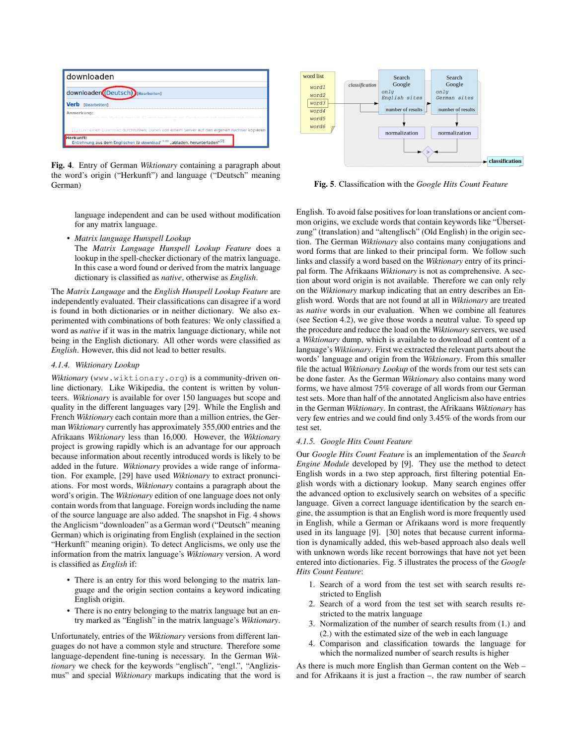**Fig. 4**. Entry of German *Wiktionary* containing a paragraph about the word's origin ("Herkunft") and language ("Deutsch" meaning German)

**Fig. 5**. Classification with the *Google Hits Count Feature*

language independent and can be used without modification for any matrix language.

- *Matrix language Hunspell Lookup*
  The *Matrix Language Hunspell Lookup Feature* does a lookup in the spell-checker dictionary of the matrix language. In this case a word found or derived from the matrix language dictionary is classified as *native*, otherwise as *English*.

The *Matrix Language* and the *English Hunspell Lookup Feature* are independently evaluated. Their classifications can disagree if a word is found in both dictionaries or in neither dictionary. We also experimented with combinations of both features: We only classified a word as *native* if it was in the matrix language dictionary, while not being in the English dictionary. All other words were classified as *English*. However, this did not lead to better results.

#### 4.1.4. Wiktionary Lookup

*Wiktionary* (www.wiktionary.org) is a community-driven online dictionary. Like Wikipedia, the content is written by volunteers. *Wiktionary* is available for over 150 languages but scope and quality in the different languages vary [29]. While the English and French *Wiktionary* each contain more than a million entries, the German *Wiktionary* currently has approximately 355,000 entries and the Afrikaans *Wiktionary* less than 16,000. However, the *Wiktionary* project is growing rapidly which is an advantage for our approach because information about recently introduced words is likely to be added in the future. *Wiktionary* provides a wide range of information. For example, [29] have used *Wiktionary* to extract pronunciations. For most words, *Wiktionary* contains a paragraph about the word's origin. The *Wiktionary* edition of one language does not only contain words from that language. Foreign words including the name of the source language are also added. The snapshot in Fig. 4 shows the Anglicism "downloaden" as a German word ("Deutsch" meaning German) which is originating from English (explained in the section "Herkunft" meaning origin). To detect Anglicisms, we only use the information from the matrix language's *Wiktionary* version. A word is classified as *English* if:

- There is an entry for this word belonging to the matrix language and the origin section contains a keyword indicating English origin.
- There is no entry belonging to the matrix language but an entry marked as "English" in the matrix language's *Wiktionary*.

Unfortunately, entries of the *Wiktionary* versions from different languages do not have a common style and structure. Therefore some language-dependent fine-tuning is necessary. In the German *Wiktionary* we check for the keywords "englisch", "engl.", "Anglizismus" and special *Wiktionary* markups indicating that the word is English. To avoid false positives for loan translations or ancient common origins, we exclude words that contain keywords like "Übersetzung" (translation) and "altenglisch" (Old English) in the origin section. The German *Wiktionary* also contains many conjugations and word forms that are linked to their principal form. We follow such links and classify a word based on the *Wiktionary* entry of its principal form. The Afrikaans *Wiktionary* is not as comprehensive. A section about word origin is not available. Therefore we can only rely on the *Wiktionary* markup indicating that an entry describes an English word. Words that are not found at all in *Wiktionary* are treated as *native* words in our evaluation. When we combine all features (see Section 4.2), we give those words a neutral value. To speed up the procedure and reduce the load on the *Wiktionary* servers, we used a *Wiktionary* dump, which is available to download all content of a language's *Wiktionary*. First we extracted the relevant parts about the words' language and origin from the *Wiktionary*. From this smaller file the actual *Wiktionary Lookup* of the words from our test sets can be done faster. As the German *Wiktionary* also contains many word forms, we have almost 75% coverage of all words from our German test sets. More than half of the annotated Anglicism also have entries in the German *Wiktionary*. In contrast, the Afrikaans *Wiktionary* has very few entries and we could find only 3.45% of the words from our test set.

#### 4.1.5. Google Hits Count Feature

Our *Google Hits Count Feature* is an implementation of the *Search Engine Module* developed by [9]. They use the method to detect English words in a two step approach, first filtering potential English words with a dictionary lookup. Many search engines offer the advanced option to exclusively search on websites of a specific language. Given a correct language identification by the search engine, the assumption is that an English word is more frequently used in English, while a German or Afrikaans word is more frequently used in its language [9]. [30] notes that because current information is dynamically added, this web-based approach also deals well with unknown words like recent borrowings that have not yet been entered into dictionaries. Fig. 5 illustrates the process of the *Google Hits Count Feature*:

1. Search of a word from the test set with search results restricted to English
2. Search of a word from the test set with search results restricted to the matrix language
3. Normalization of the number of search results from (1.) and (2.) with the estimated size of the web in each language
4. Comparison and classification towards the language for which the normalized number of search results is higher

As there is much more English than German content on the Web – and for Afrikaans it is just a fraction –, the raw number of search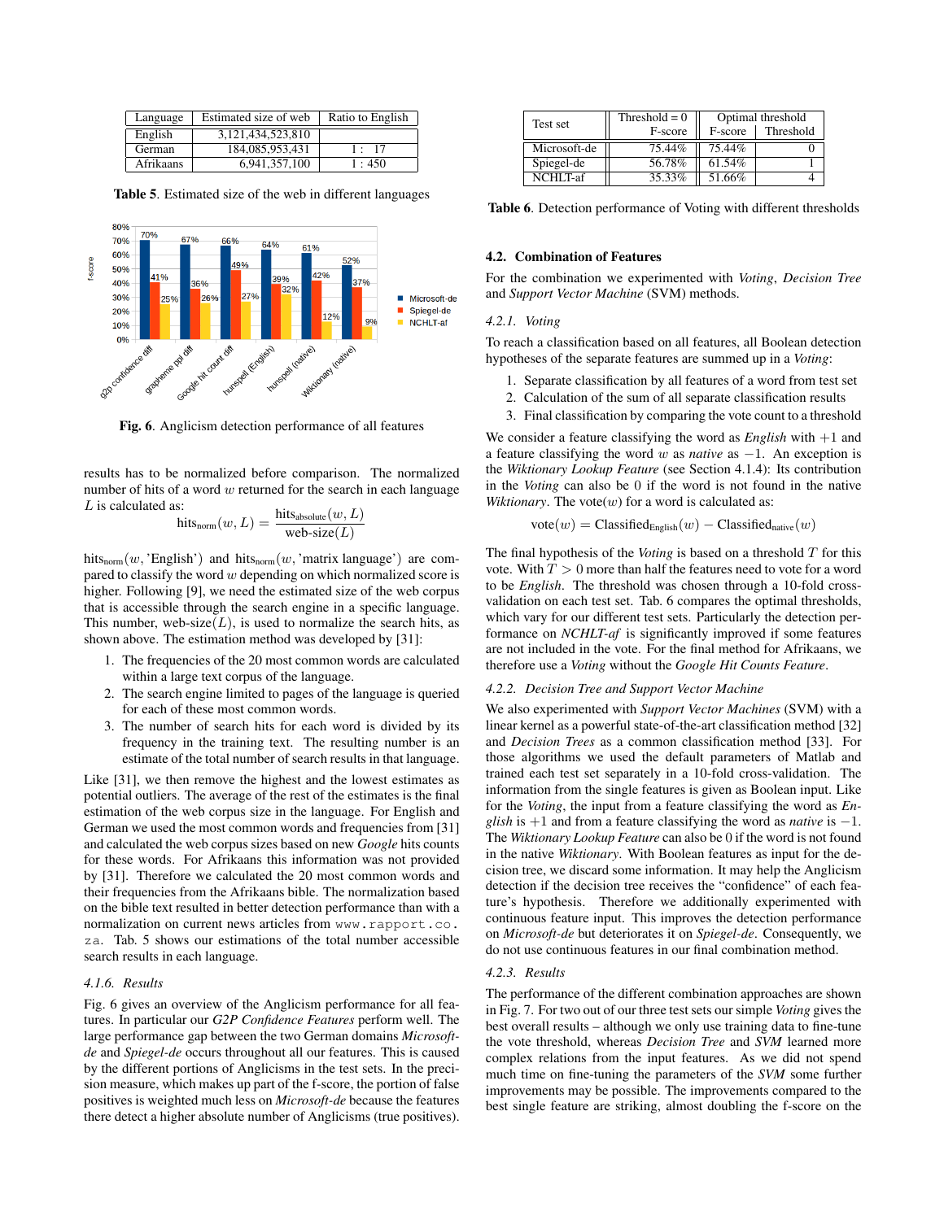| Language | Estimated size of web | Ratio to English |
|---|---|---|
| English | 3,121,434,523,810 | |
| German | 184,085,953,431 | 1 : 17 |
| Afrikaans | 6,941,357,100 | 1 : 450 |

**Table 5**. Estimated size of the web in different languages

**Fig. 6**. Anglicism detection performance of all features

results has to be normalized before comparison. The normalized number of hits of a word $w$ returned for the search in each language $L$ is calculated as:

$$\text{hits}_{\text{norm}}(w, L) = \frac{\text{hits}_{\text{absolute}}(w, L)}{\text{web-size}(L)}$$

$\text{hits}_{\text{norm}}(w, \text{'English'})$ and $\text{hits}_{\text{norm}}(w, \text{'matrix language'})$ are compared to classify the word $w$ depending on which normalized score is higher. Following [9], we need the estimated size of the web corpus that is accessible through the search engine in a specific language. This number, web-size$(L)$, is used to normalize the search hits, as shown above. The estimation method was developed by [31]:

1. The frequencies of the 20 most common words are calculated within a large text corpus of the language.
2. The search engine limited to pages of the language is queried for each of these most common words.
3. The number of search hits for each word is divided by its frequency in the training text. The resulting number is an estimate of the total number of search results in that language.

Like [31], we then remove the highest and the lowest estimates as potential outliers. The average of the rest of the estimates is the final estimation of the web corpus size in the language. For English and German we used the most common words and frequencies from [31] and calculated the web corpus sizes based on new *Google* hits counts for these words. For Afrikaans this information was not provided by [31]. Therefore we calculated the 20 most common words and their frequencies from the Afrikaans bible. The normalization based on the bible text resulted in better detection performance than with a normalization on current news articles from `www.rapport.co.za`. Tab. 5 shows our estimations of the total number accessible search results in each language.

### 4.1.6. Results

Fig. 6 gives an overview of the Anglicism performance for all features. In particular our *G2P Confidence Features* perform well. The large performance gap between the two German domains *Microsoft-de* and *Spiegel-de* occurs throughout all our features. This is caused by the different portions of Anglicisms in the test sets. In the precision measure, which makes up part of the f-score, the portion of false positives is weighted much less on *Microsoft-de* because the features there detect a higher absolute number of Anglicisms (true positives).

| Test set | Threshold = 0 | Optimal threshold | |
|---|---|---|---|
| | F-score | F-score | Threshold |
| Microsoft-de | 75.44% | 75.44% | 0 |
| Spiegel-de | 56.78% | 61.54% | 1 |
| NCHLT-af | 35.33% | 51.66% | 4 |

**Table 6**. Detection performance of Voting with different thresholds

## 4.2. Combination of Features

For the combination we experimented with *Voting*, *Decision Tree* and *Support Vector Machine* (SVM) methods.

### 4.2.1. Voting

To reach a classification based on all features, all Boolean detection hypotheses of the separate features are summed up in a *Voting*:

1. Separate classification by all features of a word from test set
2. Calculation of the sum of all separate classification results
3. Final classification by comparing the vote count to a threshold

We consider a feature classifying the word as *English* with $+1$ and a feature classifying the word $w$ as *native* as $-1$. An exception is the *Wiktionary Lookup Feature* (see Section 4.1.4): Its contribution in the *Voting* can also be 0 if the word is not found in the native *Wiktionary*. The vote$(w)$ for a word is calculated as:

$$\text{vote}(w) = \text{Classified}_{\text{English}}(w) - \text{Classified}_{\text{native}}(w)$$

The final hypothesis of the *Voting* is based on a threshold $T$ for this vote. With $T > 0$ more than half the features need to vote for a word to be *English*. The threshold was chosen through a 10-fold cross-validation on each test set. Tab. 6 compares the optimal thresholds, which vary for our different test sets. Particularly the detection performance on *NCHLT-af* is significantly improved if some features are not included in the vote. For the final method for Afrikaans, we therefore use a *Voting* without the *Google Hit Counts Feature*.

### 4.2.2. Decision Tree and Support Vector Machine

We also experimented with *Support Vector Machines* (SVM) with a linear kernel as a powerful state-of-the-art classification method [32] and *Decision Trees* as a common classification method [33]. For those algorithms we used the default parameters of Matlab and trained each test set separately in a 10-fold cross-validation. The information from the single features is given as Boolean input. Like for the *Voting*, the input from a feature classifying the word as *English* is $+1$ and from a feature classifying the word as *native* is $-1$. The *Wiktionary Lookup Feature* can also be 0 if the word is not found in the native *Wiktionary*. With Boolean features as input for the decision tree, we discard some information. It may help the Anglicism detection if the decision tree receives the "confidence" of each feature's hypothesis. Therefore we additionally experimented with continuous feature input. This improves the detection performance on *Microsoft-de* but deteriorates it on *Spiegel-de*. Consequently, we do not use continuous features in our final combination method.

### 4.2.3. Results

The performance of the different combination approaches are shown in Fig. 7. For two out of our three test sets our simple *Voting* gives the best overall results – although we only use training data to fine-tune the vote threshold, whereas *Decision Tree* and *SVM* learned more complex relations from the input features. As we did not spend much time on fine-tuning the parameters of the *SVM* some further improvements may be possible. The improvements compared to the best single feature are striking, almost doubling the f-score on the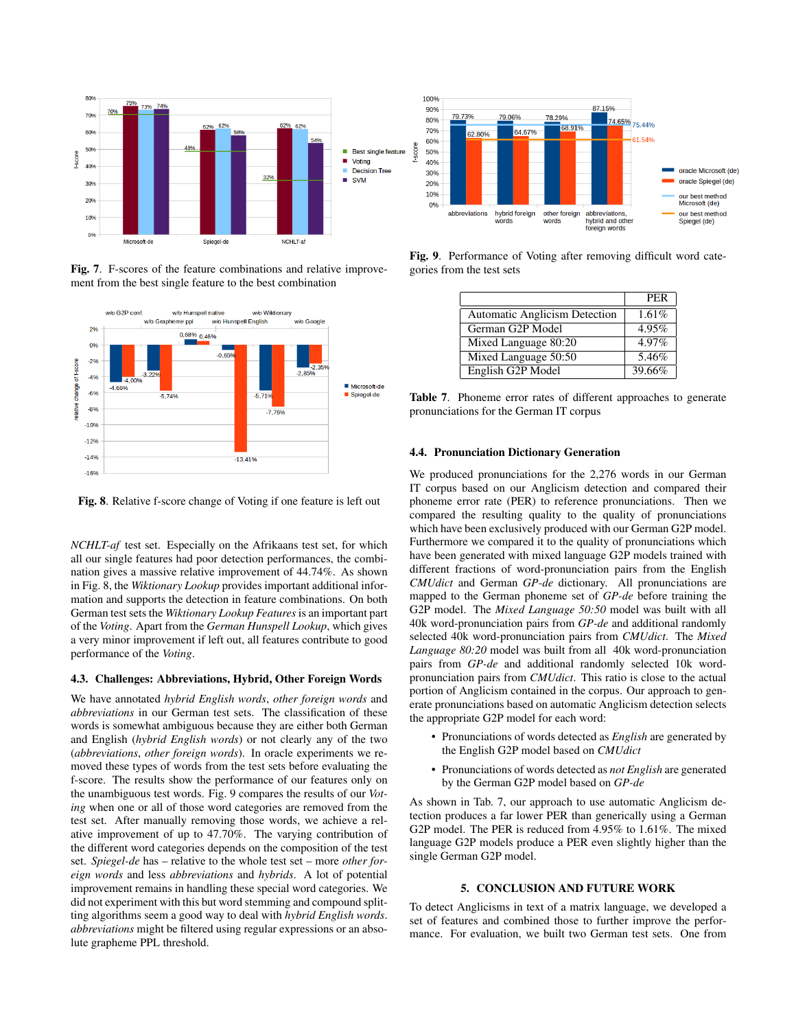Fig. 7. F-scores of the feature combinations and relative improvement from the best single feature to the best combination

Fig. 8. Relative f-score change of Voting if one feature is left out

*NCHLT-af* test set. Especially on the Afrikaans test set, for which all our single features had poor detection performances, the combination gives a massive relative improvement of 44.74%. As shown in Fig. 8, the *Wiktionary Lookup* provides important additional information and supports the detection in feature combinations. On both German test sets the *Wiktionary Lookup Features* is an important part of the *Voting*. Apart from the *German Hunspell Lookup*, which gives a very minor improvement if left out, all features contribute to good performance of the *Voting*.

### 4.3. Challenges: Abbreviations, Hybrid, Other Foreign Words

We have annotated *hybrid English words*, *other foreign words* and *abbreviations* in our German test sets. The classification of these words is somewhat ambiguous because they are either both German and English (*hybrid English words*) or not clearly any of the two (*abbreviations*, *other foreign words*). In oracle experiments we removed these types of words from the test sets before evaluating the f-score. The results show the performance of our features only on the unambiguous test words. Fig. 9 compares the results of our *Voting* when one or all of those word categories are removed from the test set. After manually removing those words, we achieve a relative improvement of up to 47.70%. The varying contribution of the different word categories depends on the composition of the test set. *Spiegel-de* has – relative to the whole test set – more *other foreign words* and less *abbreviations* and *hybrids*. A lot of potential improvement remains in handling these special word categories. We did not experiment with this but word stemming and compound splitting algorithms seem a good way to deal with *hybrid English words*. *abbreviations* might be filtered using regular expressions or an absolute grapheme PPL threshold.

Fig. 9. Performance of Voting after removing difficult word categories from the test sets

| | PER |
|---|---|
| Automatic Anglicism Detection | 1.61% |
| German G2P Model | 4.95% |
| Mixed Language 80:20 | 4.97% |
| Mixed Language 50:50 | 5.46% |
| English G2P Model | 39.66% |

Table 7. Phoneme error rates of different approaches to generate pronunciations for the German IT corpus

### 4.4. Pronunciation Dictionary Generation

We produced pronunciations for the 2,276 words in our German IT corpus based on our Anglicism detection and compared their phoneme error rate (PER) to reference pronunciations. Then we compared the resulting quality to the quality of pronunciations which have been exclusively produced with our German G2P model. Furthermore we compared it to the quality of pronunciations which have been generated with mixed language G2P models trained with different fractions of word-pronunciation pairs from the English *CMUdict* and German *GP-de* dictionary. All pronunciations are mapped to the German phoneme set of *GP-de* before training the G2P model. The *Mixed Language 50:50* model was built with all 40k word-pronunciation pairs from *GP-de* and additional randomly selected 40k word-pronunciation pairs from *CMUdict*. The *Mixed Language 80:20* model was built from all 40k word-pronunciation pairs from *GP-de* and additional randomly selected 10k word-pronunciation pairs from *CMUdict*. This ratio is close to the actual portion of Anglicism contained in the corpus. Our approach to generate pronunciations based on automatic Anglicism detection selects the appropriate G2P model for each word:

- Pronunciations of words detected as *English* are generated by the English G2P model based on *CMUdict*
- Pronunciations of words detected as *not English* are generated by the German G2P model based on *GP-de*

As shown in Tab. 7, our approach to use automatic Anglicism detection produces a far lower PER than generically using a German G2P model. The PER is reduced from 4.95% to 1.61%. The mixed language G2P models produce a PER even slightly higher than the single German G2P model.

## 5. CONCLUSION AND FUTURE WORK

To detect Anglicisms in text of a matrix language, we developed a set of features and combined those to further improve the performance. For evaluation, we built two German test sets. One from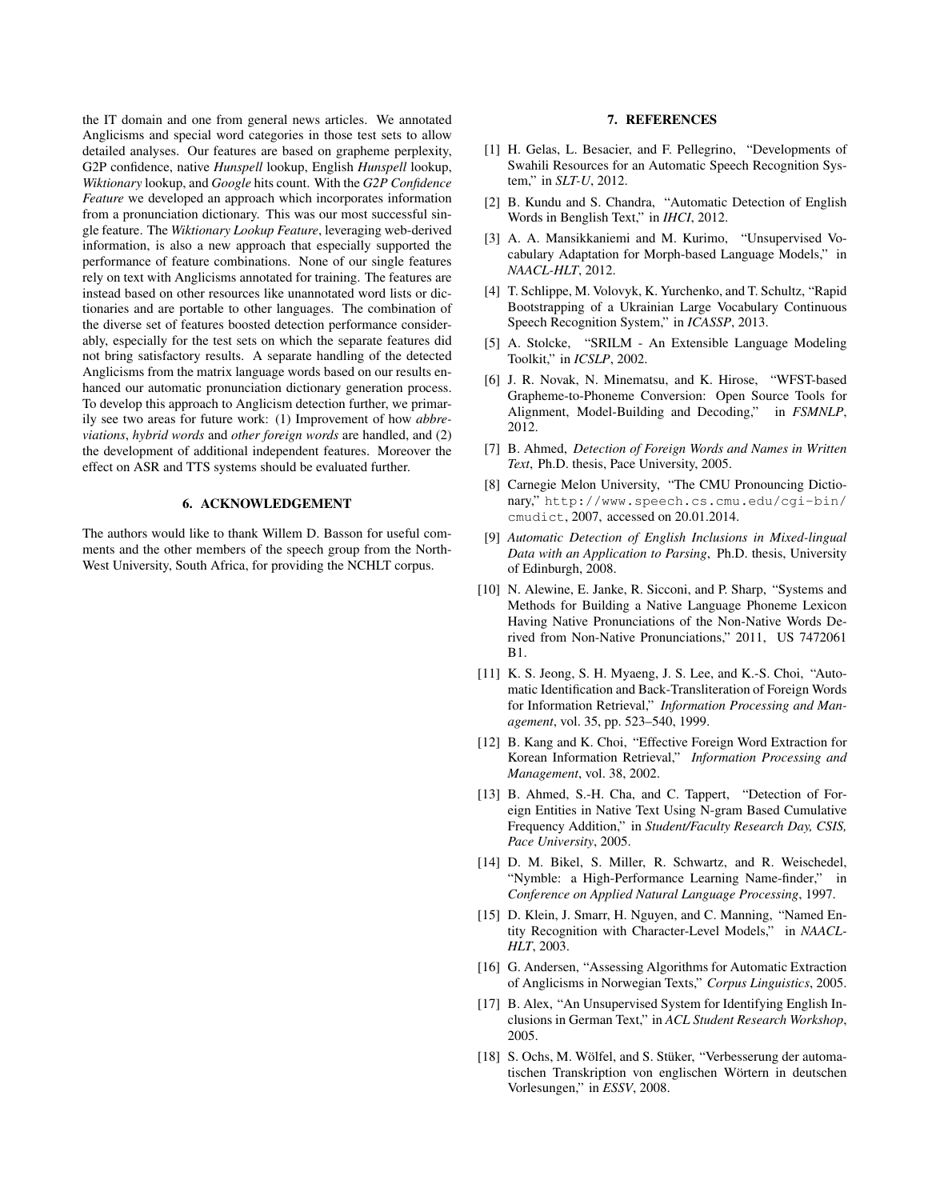the IT domain and one from general news articles. We annotated Anglicisms and special word categories in those test sets to allow detailed analyses. Our features are based on grapheme perplexity, G2P confidence, native *Hunspell* lookup, English *Hunspell* lookup, *Wiktionary* lookup, and *Google* hits count. With the *G2P Confidence Feature* we developed an approach which incorporates information from a pronunciation dictionary. This was our most successful single feature. The *Wiktionary Lookup Feature*, leveraging web-derived information, is also a new approach that especially supported the performance of feature combinations. None of our single features rely on text with Anglicisms annotated for training. The features are instead based on other resources like unannotated word lists or dictionaries and are portable to other languages. The combination of the diverse set of features boosted detection performance considerably, especially for the test sets on which the separate features did not bring satisfactory results. A separate handling of the detected Anglicisms from the matrix language words based on our results enhanced our automatic pronunciation dictionary generation process. To develop this approach to Anglicism detection further, we primarily see two areas for future work: (1) Improvement of how *abbreviations*, *hybrid words* and *other foreign words* are handled, and (2) the development of additional independent features. Moreover the effect on ASR and TTS systems should be evaluated further.

## 6. ACKNOWLEDGEMENT

The authors would like to thank Willem D. Basson for useful comments and the other members of the speech group from the North-West University, South Africa, for providing the NCHLT corpus.

## 7. REFERENCES

[1] H. Gelas, L. Besacier, and F. Pellegrino, "Developments of Swahili Resources for an Automatic Speech Recognition System," in *SLT-U*, 2012.

[2] B. Kundu and S. Chandra, "Automatic Detection of English Words in Benglish Text," in *IHCI*, 2012.

[3] A. A. Mansikkaniemi and M. Kurimo, "Unsupervised Vocabulary Adaptation for Morph-based Language Models," in *NAACL-HLT*, 2012.

[4] T. Schlippe, M. Volovyk, K. Yurchenko, and T. Schultz, "Rapid Bootstrapping of a Ukrainian Large Vocabulary Continuous Speech Recognition System," in *ICASSP*, 2013.

[5] A. Stolcke, "SRILM - An Extensible Language Modeling Toolkit," in *ICSLP*, 2002.

[6] J. R. Novak, N. Minematsu, and K. Hirose, "WFST-based Grapheme-to-Phoneme Conversion: Open Source Tools for Alignment, Model-Building and Decoding," in *FSMNLP*, 2012.

[7] B. Ahmed, *Detection of Foreign Words and Names in Written Text*, Ph.D. thesis, Pace University, 2005.

[8] Carnegie Melon University, "The CMU Pronouncing Dictionary," http://www.speech.cs.cmu.edu/cgi-bin/cmudict, 2007, accessed on 20.01.2014.

[9] *Automatic Detection of English Inclusions in Mixed-lingual Data with an Application to Parsing*, Ph.D. thesis, University of Edinburgh, 2008.

[10] N. Alewine, E. Janke, R. Sicconi, and P. Sharp, "Systems and Methods for Building a Native Language Phoneme Lexicon Having Native Pronunciations of the Non-Native Words Derived from Non-Native Pronunciations," 2011, US 7472061 B1.

[11] K. S. Jeong, S. H. Myaeng, J. S. Lee, and K.-S. Choi, "Automatic Identification and Back-Transliteration of Foreign Words for Information Retrieval," *Information Processing and Management*, vol. 35, pp. 523–540, 1999.

[12] B. Kang and K. Choi, "Effective Foreign Word Extraction for Korean Information Retrieval," *Information Processing and Management*, vol. 38, 2002.

[13] B. Ahmed, S.-H. Cha, and C. Tappert, "Detection of Foreign Entities in Native Text Using N-gram Based Cumulative Frequency Addition," in *Student/Faculty Research Day, CSIS, Pace University*, 2005.

[14] D. M. Bikel, S. Miller, R. Schwartz, and R. Weischedel, "Nymble: a High-Performance Learning Name-finder," in *Conference on Applied Natural Language Processing*, 1997.

[15] D. Klein, J. Smarr, H. Nguyen, and C. Manning, "Named Entity Recognition with Character-Level Models," in *NAACL-HLT*, 2003.

[16] G. Andersen, "Assessing Algorithms for Automatic Extraction of Anglicisms in Norwegian Texts," *Corpus Linguistics*, 2005.

[17] B. Alex, "An Unsupervised System for Identifying English Inclusions in German Text," in *ACL Student Research Workshop*, 2005.

[18] S. Ochs, M. Wölfel, and S. Stüker, "Verbesserung der automatischen Transkription von englischen Wörtern in deutschen Vorlesungen," in *ESSV*, 2008.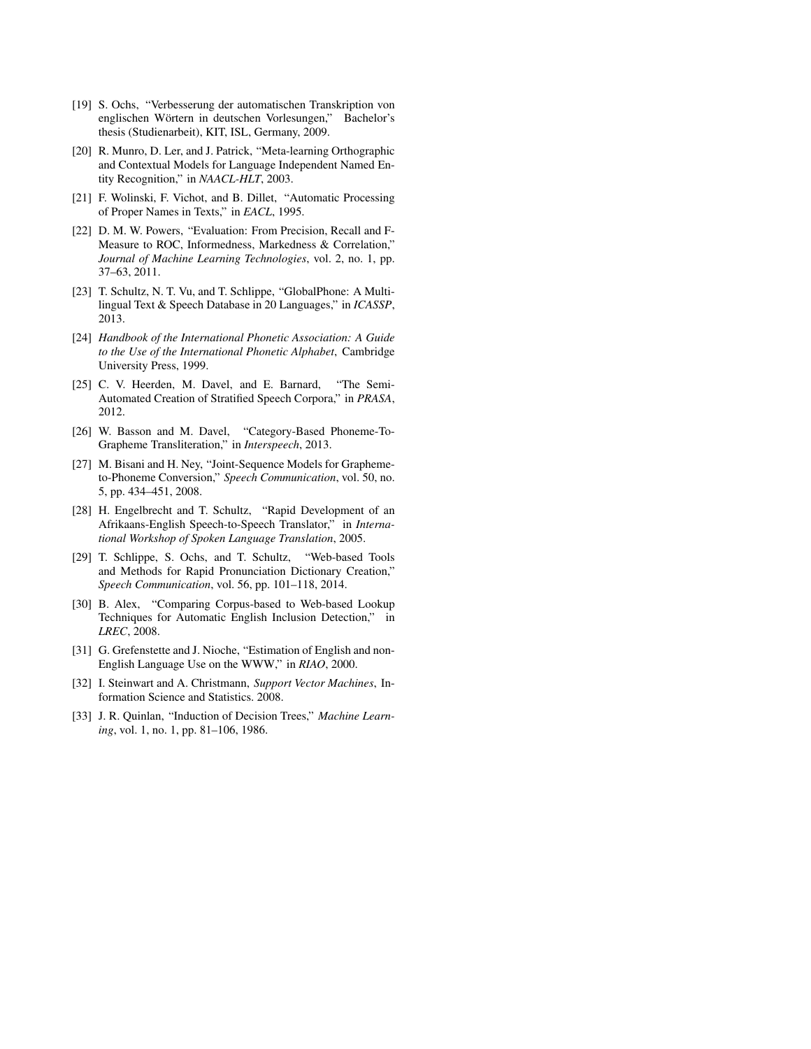[19] S. Ochs, "Verbesserung der automatischen Transkription von englischen Wörtern in deutschen Vorlesungen," Bachelor's thesis (Studienarbeit), KIT, ISL, Germany, 2009.

[20] R. Munro, D. Ler, and J. Patrick, "Meta-learning Orthographic and Contextual Models for Language Independent Named Entity Recognition," in *NAACL-HLT*, 2003.

[21] F. Wolinski, F. Vichot, and B. Dillet, "Automatic Processing of Proper Names in Texts," in *EACL*, 1995.

[22] D. M. W. Powers, "Evaluation: From Precision, Recall and F-Measure to ROC, Informedness, Markedness & Correlation," *Journal of Machine Learning Technologies*, vol. 2, no. 1, pp. 37–63, 2011.

[23] T. Schultz, N. T. Vu, and T. Schlippe, "GlobalPhone: A Multilingual Text & Speech Database in 20 Languages," in *ICASSP*, 2013.

[24] *Handbook of the International Phonetic Association: A Guide to the Use of the International Phonetic Alphabet*, Cambridge University Press, 1999.

[25] C. V. Heerden, M. Davel, and E. Barnard, "The Semi-Automated Creation of Stratified Speech Corpora," in *PRASA*, 2012.

[26] W. Basson and M. Davel, "Category-Based Phoneme-To-Grapheme Transliteration," in *Interspeech*, 2013.

[27] M. Bisani and H. Ney, "Joint-Sequence Models for Grapheme-to-Phoneme Conversion," *Speech Communication*, vol. 50, no. 5, pp. 434–451, 2008.

[28] H. Engelbrecht and T. Schultz, "Rapid Development of an Afrikaans-English Speech-to-Speech Translator," in *International Workshop of Spoken Language Translation*, 2005.

[29] T. Schlippe, S. Ochs, and T. Schultz, "Web-based Tools and Methods for Rapid Pronunciation Dictionary Creation," *Speech Communication*, vol. 56, pp. 101–118, 2014.

[30] B. Alex, "Comparing Corpus-based to Web-based Lookup Techniques for Automatic English Inclusion Detection," in *LREC*, 2008.

[31] G. Grefenstette and J. Nioche, "Estimation of English and non-English Language Use on the WWW," in *RIAO*, 2000.

[32] I. Steinwart and A. Christmann, *Support Vector Machines*, Information Science and Statistics. 2008.

[33] J. R. Quinlan, "Induction of Decision Trees," *Machine Learning*, vol. 1, no. 1, pp. 81–106, 1986.